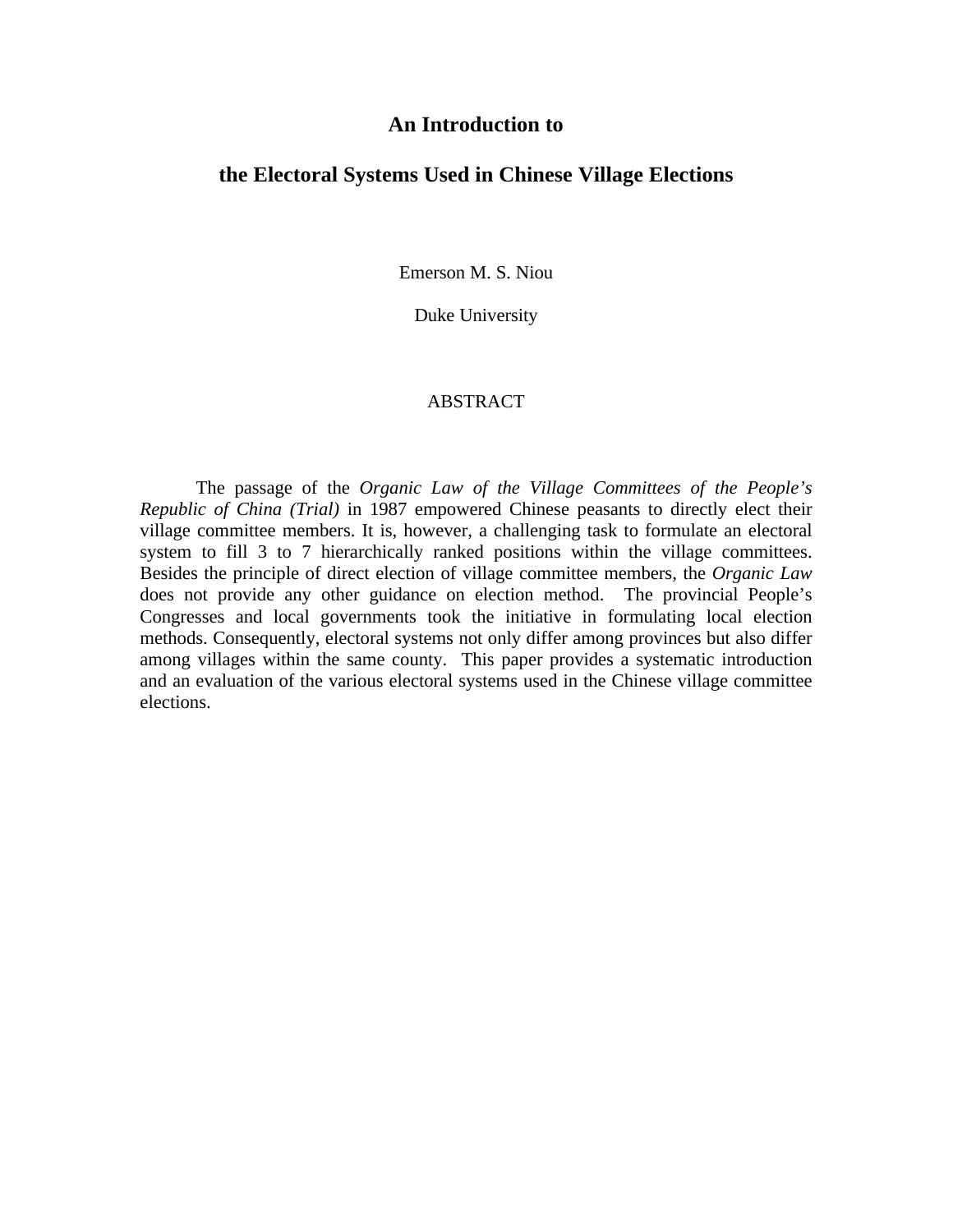# An Introduction to the Electoral Systems Used in Chinese Village Elections

Emerson M. S. Niou

Duke University

## ABSTRACT

The passage of the *Organic Law of the Village Committees of the People's Republic of China (Trial)* in 1987 empowered Chinese peasants to directly elect their village committee members. It is, however, a challenging task to formulate an electoral system to fill 3 to 7 hierarchically ranked positions within the village committees. Besides the principle of direct election of village committee members, the *Organic Law* does not provide any other guidance on election method. The provincial People's Congresses and local governments took the initiative in formulating local election methods. Consequently, electoral systems not only differ among provinces but also differ among villages within the same county. This paper provides a systematic introduction and an evaluation of the various electoral systems used in the Chinese village committee elections.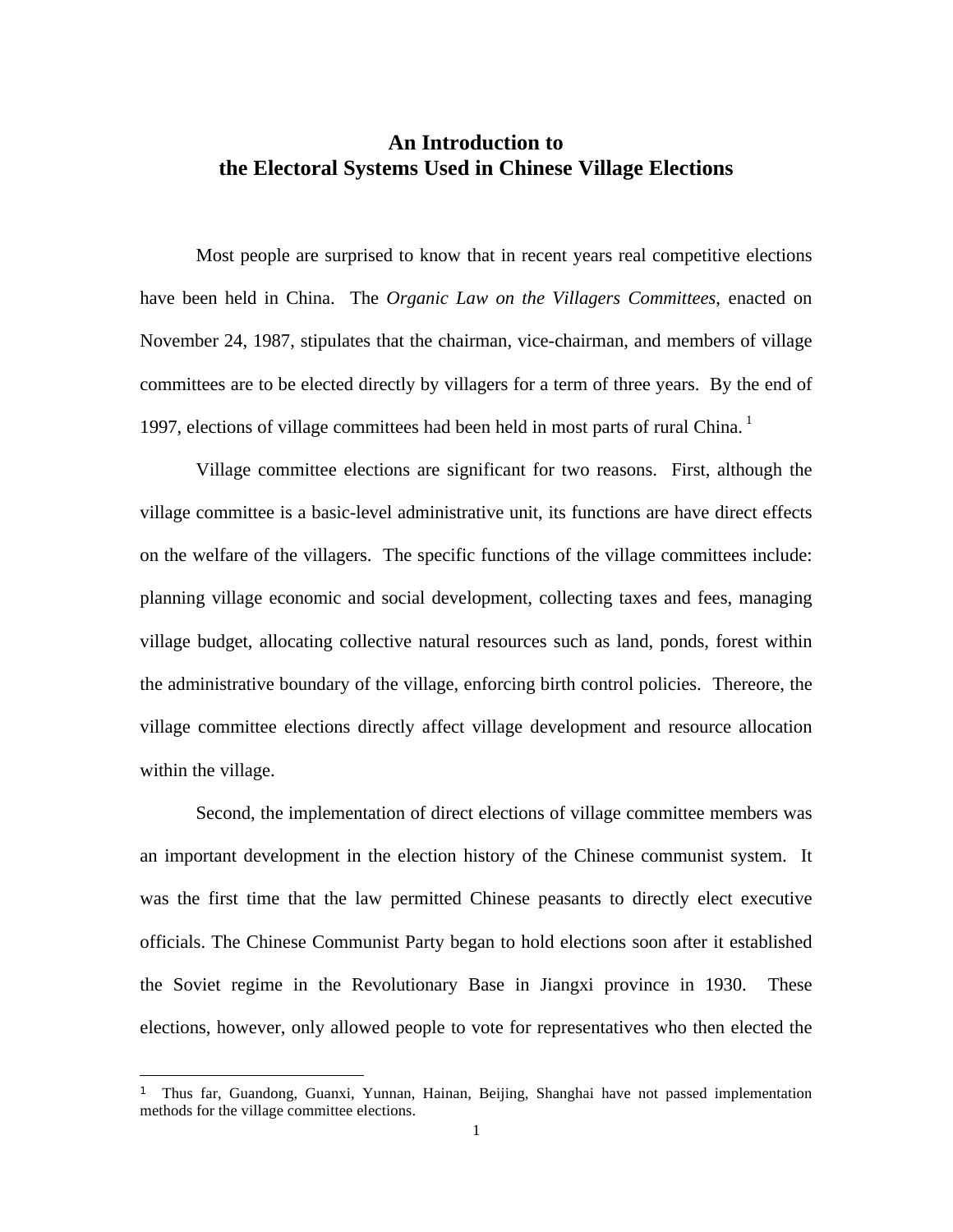# An Introduction to the Electoral Systems Used in Chinese Village Elections

Most people are surprised to know that in recent years real competitive elections have been held in China. The *Organic Law on the Villagers Committees*, enacted on November 24, 1987, stipulates that the chairman, vice-chairman, and members of village committees are to be elected directly by villagers for a term of three years. By the end of 1997, elections of village committees had been held in most parts of rural China. [1]

Village committee elections are significant for two reasons. First, although the village committee is a basic-level administrative unit, its functions are have direct effects on the welfare of the villagers. The specific functions of the village committees include: planning village economic and social development, collecting taxes and fees, managing village budget, allocating collective natural resources such as land, ponds, forest within the administrative boundary of the village, enforcing birth control policies. Thereore, the village committee elections directly affect village development and resource allocation within the village.

Second, the implementation of direct elections of village committee members was an important development in the election history of the Chinese communist system. It was the first time that the law permitted Chinese peasants to directly elect executive officials. The Chinese Communist Party began to hold elections soon after it established the Soviet regime in the Revolutionary Base in Jiangxi province in 1930. These elections, however, only allowed people to vote for representatives who then elected the

---

[1] Thus far, Guandong, Guanxi, Yunnan, Hainan, Beijing, Shanghai have not passed implementation methods for the village committee elections.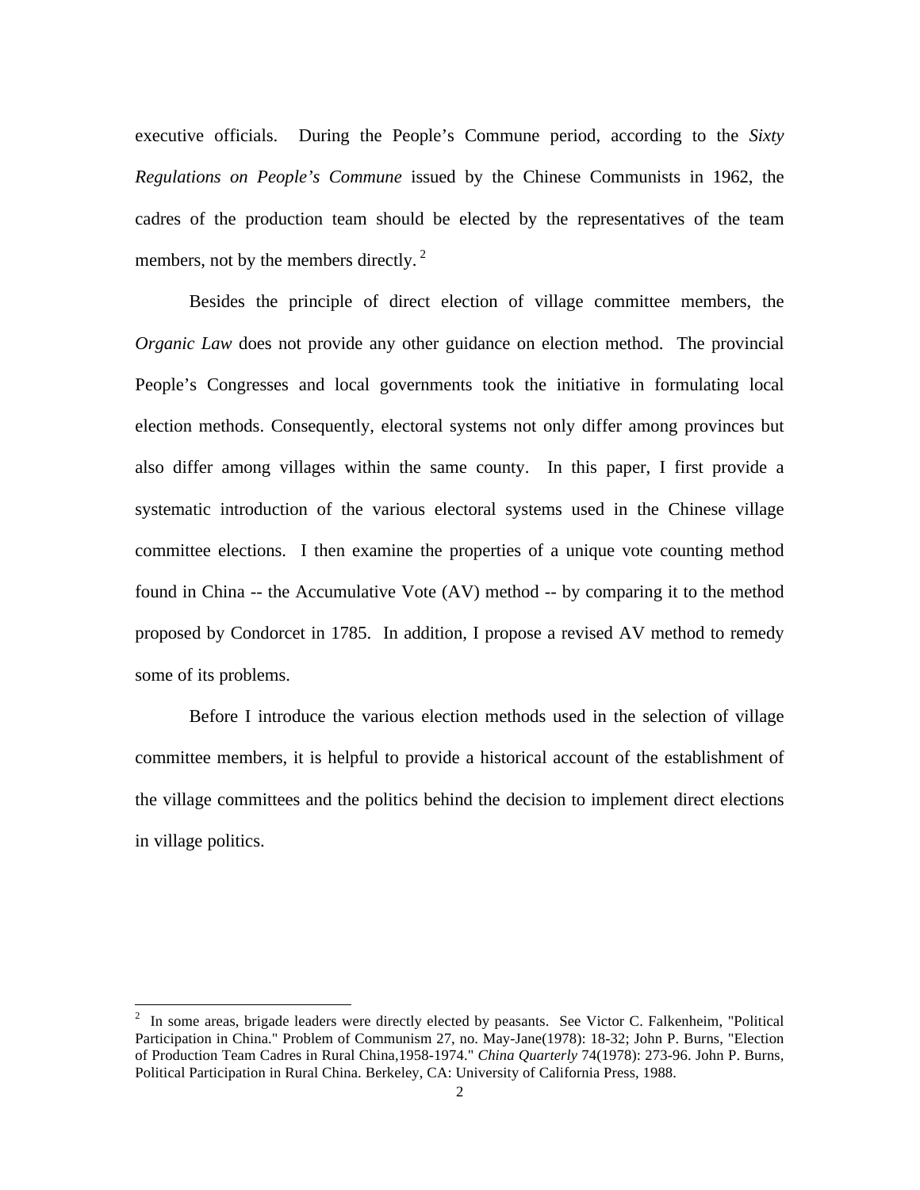executive officials. During the People's Commune period, according to the *Sixty Regulations on People's Commune* issued by the Chinese Communists in 1962, the cadres of the production team should be elected by the representatives of the team members, not by the members directly.[2]

Besides the principle of direct election of village committee members, the *Organic Law* does not provide any other guidance on election method. The provincial People's Congresses and local governments took the initiative in formulating local election methods. Consequently, electoral systems not only differ among provinces but also differ among villages within the same county. In this paper, I first provide a systematic introduction of the various electoral systems used in the Chinese village committee elections. I then examine the properties of a unique vote counting method found in China -- the Accumulative Vote (AV) method -- by comparing it to the method proposed by Condorcet in 1785. In addition, I propose a revised AV method to remedy some of its problems.

Before I introduce the various election methods used in the selection of village committee members, it is helpful to provide a historical account of the establishment of the village committees and the politics behind the decision to implement direct elections in village politics.

---

[2] In some areas, brigade leaders were directly elected by peasants. See Victor C. Falkenheim, "Political Participation in China." Problem of Communism 27, no. May-Jane(1978): 18-32; John P. Burns, "Election of Production Team Cadres in Rural China,1958-1974." *China Quarterly* 74(1978): 273-96. John P. Burns, Political Participation in Rural China. Berkeley, CA: University of California Press, 1988.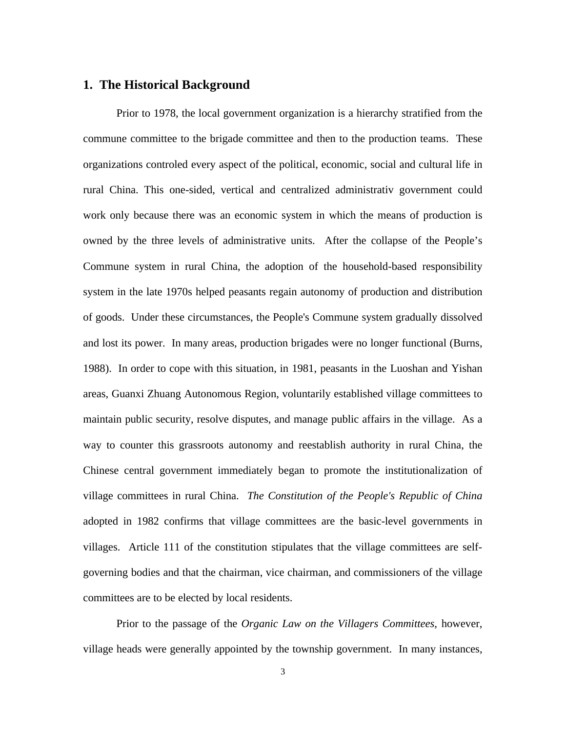## 1. The Historical Background

Prior to 1978, the local government organization is a hierarchy stratified from the commune committee to the brigade committee and then to the production teams. These organizations controled every aspect of the political, economic, social and cultural life in rural China. This one-sided, vertical and centralized administrativ government could work only because there was an economic system in which the means of production is owned by the three levels of administrative units. After the collapse of the People's Commune system in rural China, the adoption of the household-based responsibility system in the late 1970s helped peasants regain autonomy of production and distribution of goods. Under these circumstances, the People's Commune system gradually dissolved and lost its power. In many areas, production brigades were no longer functional (Burns, 1988). In order to cope with this situation, in 1981, peasants in the Luoshan and Yishan areas, Guanxi Zhuang Autonomous Region, voluntarily established village committees to maintain public security, resolve disputes, and manage public affairs in the village. As a way to counter this grassroots autonomy and reestablish authority in rural China, the Chinese central government immediately began to promote the institutionalization of village committees in rural China. *The Constitution of the People's Republic of China* adopted in 1982 confirms that village committees are the basic-level governments in villages. Article 111 of the constitution stipulates that the village committees are self-governing bodies and that the chairman, vice chairman, and commissioners of the village committees are to be elected by local residents.

Prior to the passage of the *Organic Law on the Villagers Committees*, however, village heads were generally appointed by the township government. In many instances,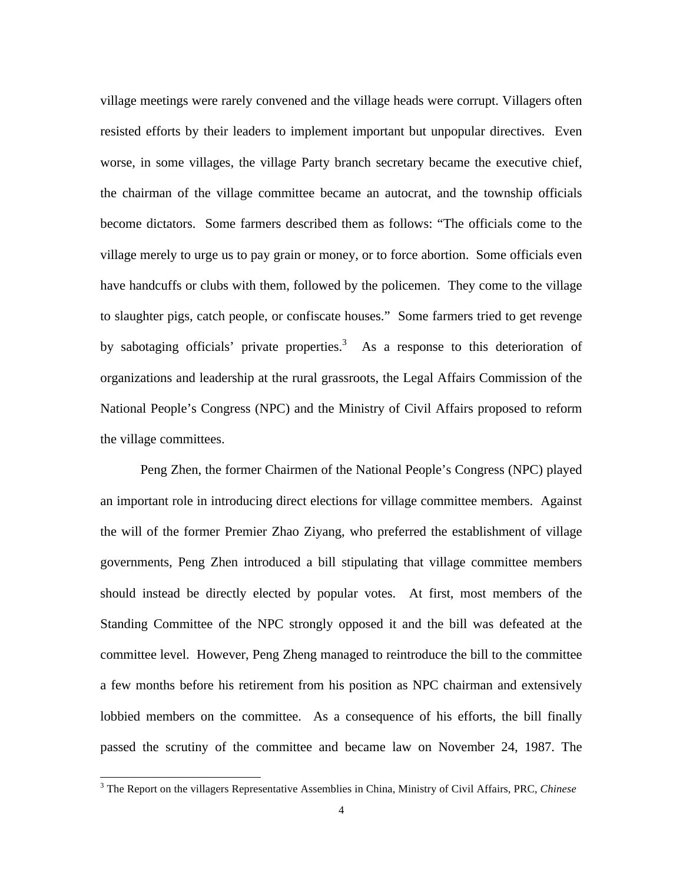village meetings were rarely convened and the village heads were corrupt. Villagers often resisted efforts by their leaders to implement important but unpopular directives. Even worse, in some villages, the village Party branch secretary became the executive chief, the chairman of the village committee became an autocrat, and the township officials become dictators. Some farmers described them as follows: "The officials come to the village merely to urge us to pay grain or money, or to force abortion. Some officials even have handcuffs or clubs with them, followed by the policemen. They come to the village to slaughter pigs, catch people, or confiscate houses." Some farmers tried to get revenge by sabotaging officials' private properties.[3] As a response to this deterioration of organizations and leadership at the rural grassroots, the Legal Affairs Commission of the National People's Congress (NPC) and the Ministry of Civil Affairs proposed to reform the village committees.

Peng Zhen, the former Chairmen of the National People's Congress (NPC) played an important role in introducing direct elections for village committee members. Against the will of the former Premier Zhao Ziyang, who preferred the establishment of village governments, Peng Zhen introduced a bill stipulating that village committee members should instead be directly elected by popular votes. At first, most members of the Standing Committee of the NPC strongly opposed it and the bill was defeated at the committee level. However, Peng Zheng managed to reintroduce the bill to the committee a few months before his retirement from his position as NPC chairman and extensively lobbied members on the committee. As a consequence of his efforts, the bill finally passed the scrutiny of the committee and became law on November 24, 1987. The

[3] The Report on the villagers Representative Assemblies in China, Ministry of Civil Affairs, PRC, *Chinese*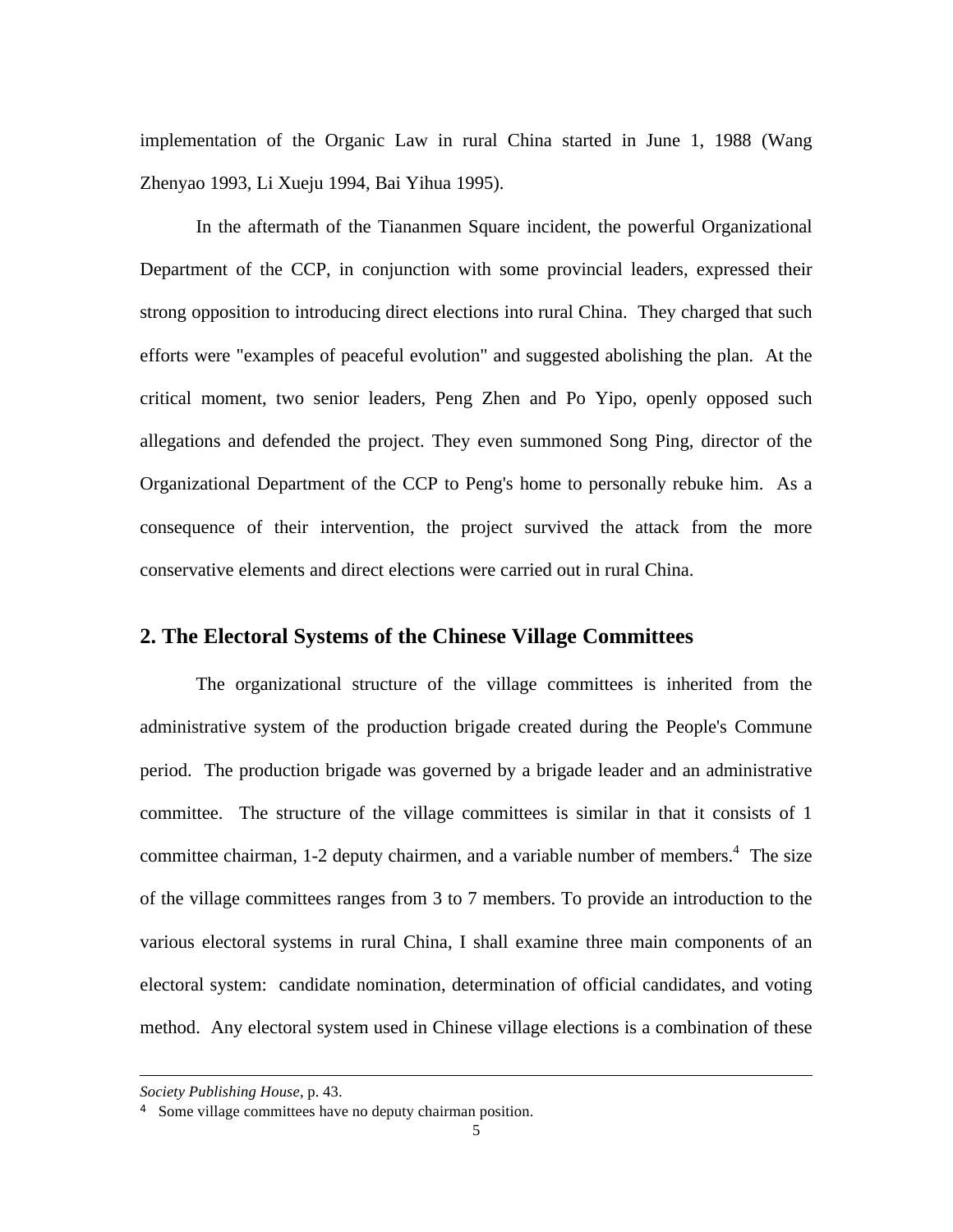implementation of the Organic Law in rural China started in June 1, 1988 (Wang Zhenyao 1993, Li Xueju 1994, Bai Yihua 1995).

In the aftermath of the Tiananmen Square incident, the powerful Organizational Department of the CCP, in conjunction with some provincial leaders, expressed their strong opposition to introducing direct elections into rural China. They charged that such efforts were "examples of peaceful evolution" and suggested abolishing the plan. At the critical moment, two senior leaders, Peng Zhen and Po Yipo, openly opposed such allegations and defended the project. They even summoned Song Ping, director of the Organizational Department of the CCP to Peng's home to personally rebuke him. As a consequence of their intervention, the project survived the attack from the more conservative elements and direct elections were carried out in rural China.

## 2. The Electoral Systems of the Chinese Village Committees

The organizational structure of the village committees is inherited from the administrative system of the production brigade created during the People's Commune period. The production brigade was governed by a brigade leader and an administrative committee. The structure of the village committees is similar in that it consists of 1 committee chairman, 1-2 deputy chairmen, and a variable number of members.[4] The size of the village committees ranges from 3 to 7 members. To provide an introduction to the various electoral systems in rural China, I shall examine three main components of an electoral system: candidate nomination, determination of official candidates, and voting method. Any electoral system used in Chinese village elections is a combination of these

---

*Society Publishing House*, p. 43.

[4] Some village committees have no deputy chairman position.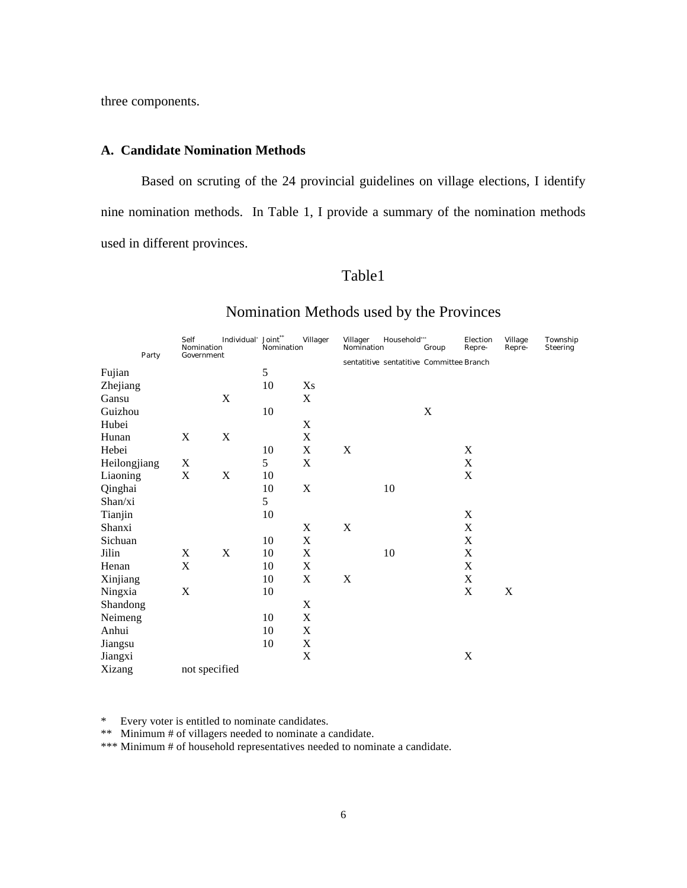three components.

**A. Candidate Nomination Methods**

Based on scruting of the 24 provincial guidelines on village elections, I identify nine nomination methods. In Table 1, I provide a summary of the nomination methods used in different provinces.

Table1

Nomination Methods used by the Provinces

| | Self Nomination | Individual* | Joint** Nomination | Villager | Villager Nomination | Household*** | Group | Election Repre- | Village Repre- | Township Steering |
|---|---|---|---|---|---|---|---|---|---|---|
| Party | Government | | | | sentatitive | sentatitive | Committee | Branch | | |
| Fujian | | | 5 | | | | | | | |
| Zhejiang | | | 10 | Xs | | | | | | |
| Gansu | | X | | X | | | | | | |
| Guizhou | | | 10 | | | | X | | | |
| Hubei | | | | X | | | | | | |
| Hunan | X | X | | X | | | | | | |
| Hebei | | | 10 | X | X | | | X | | |
| Heilongjiang | X | | 5 | X | | | | X | | |
| Liaoning | X | X | 10 | | | | | X | | |
| Qinghai | | | 10 | X | | 10 | | | | |
| Shan/xi | | | 5 | | | | | | | |
| Tianjin | | | 10 | | | | | X | | |
| Shanxi | | | | X | X | | | X | | |
| Sichuan | | | 10 | X | | | | X | | |
| Jilin | X | X | 10 | X | | 10 | | X | | |
| Henan | X | | 10 | X | | | | X | | |
| Xinjiang | | | 10 | X | X | | | X | | |
| Ningxia | X | | 10 | | | | | X | X | |
| Shandong | | | | X | | | | | | |
| Neimeng | | | 10 | X | | | | | | |
| Anhui | | | 10 | X | | | | | | |
| Jiangsu | | | 10 | X | | | | | | |
| Jiangxi | | | | X | | | | X | | |
| Xizang | not specified | | | | | | | | | |

\* Every voter is entitled to nominate candidates.
\** Minimum # of villagers needed to nominate a candidate.
\*** Minimum # of household representatives needed to nominate a candidate.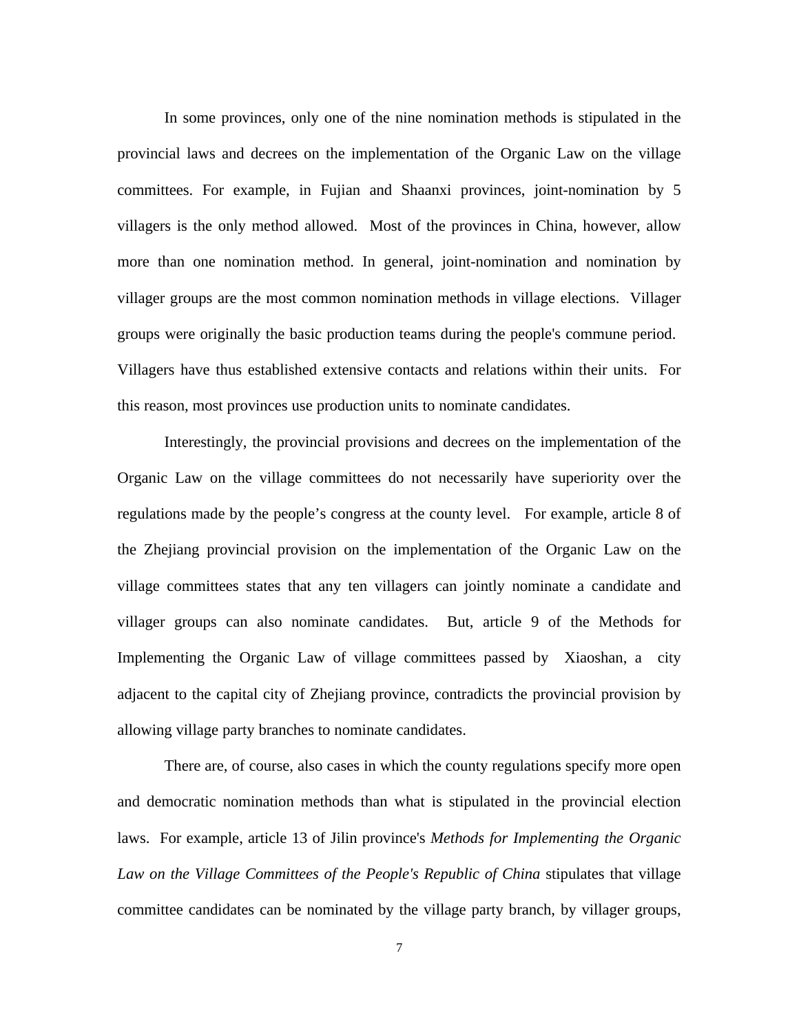In some provinces, only one of the nine nomination methods is stipulated in the provincial laws and decrees on the implementation of the Organic Law on the village committees. For example, in Fujian and Shaanxi provinces, joint-nomination by 5 villagers is the only method allowed. Most of the provinces in China, however, allow more than one nomination method. In general, joint-nomination and nomination by villager groups are the most common nomination methods in village elections. Villager groups were originally the basic production teams during the people's commune period. Villagers have thus established extensive contacts and relations within their units. For this reason, most provinces use production units to nominate candidates.

Interestingly, the provincial provisions and decrees on the implementation of the Organic Law on the village committees do not necessarily have superiority over the regulations made by the people's congress at the county level. For example, article 8 of the Zhejiang provincial provision on the implementation of the Organic Law on the village committees states that any ten villagers can jointly nominate a candidate and villager groups can also nominate candidates. But, article 9 of the Methods for Implementing the Organic Law of village committees passed by Xiaoshan, a city adjacent to the capital city of Zhejiang province, contradicts the provincial provision by allowing village party branches to nominate candidates.

There are, of course, also cases in which the county regulations specify more open and democratic nomination methods than what is stipulated in the provincial election laws. For example, article 13 of Jilin province's *Methods for Implementing the Organic Law on the Village Committees of the People's Republic of China* stipulates that village committee candidates can be nominated by the village party branch, by villager groups,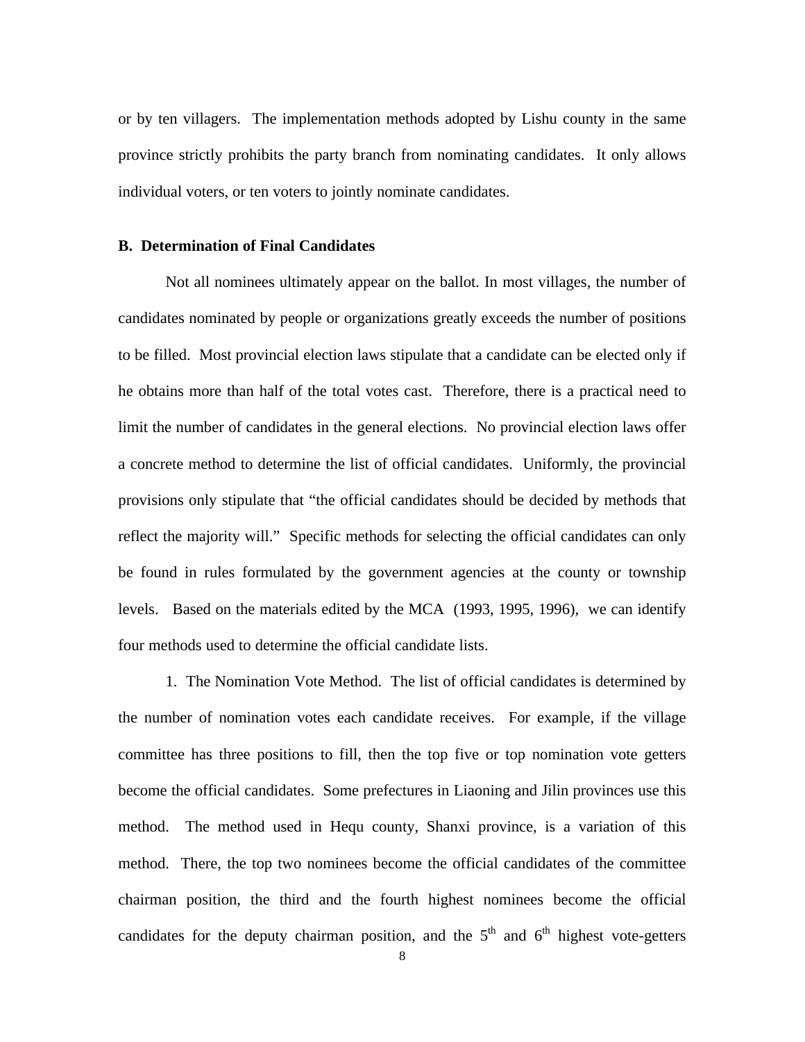or by ten villagers. The implementation methods adopted by Lishu county in the same province strictly prohibits the party branch from nominating candidates. It only allows individual voters, or ten voters to jointly nominate candidates.

### B. Determination of Final Candidates

Not all nominees ultimately appear on the ballot. In most villages, the number of candidates nominated by people or organizations greatly exceeds the number of positions to be filled. Most provincial election laws stipulate that a candidate can be elected only if he obtains more than half of the total votes cast. Therefore, there is a practical need to limit the number of candidates in the general elections. No provincial election laws offer a concrete method to determine the list of official candidates. Uniformly, the provincial provisions only stipulate that "the official candidates should be decided by methods that reflect the majority will." Specific methods for selecting the official candidates can only be found in rules formulated by the government agencies at the county or township levels. Based on the materials edited by the MCA (1993, 1995, 1996), we can identify four methods used to determine the official candidate lists.

1. The Nomination Vote Method. The list of official candidates is determined by the number of nomination votes each candidate receives. For example, if the village committee has three positions to fill, then the top five or top nomination vote getters become the official candidates. Some prefectures in Liaoning and Jilin provinces use this method. The method used in Hequ county, Shanxi province, is a variation of this method. There, the top two nominees become the official candidates of the committee chairman position, the third and the fourth highest nominees become the official candidates for the deputy chairman position, and the 5th and 6th highest vote-getters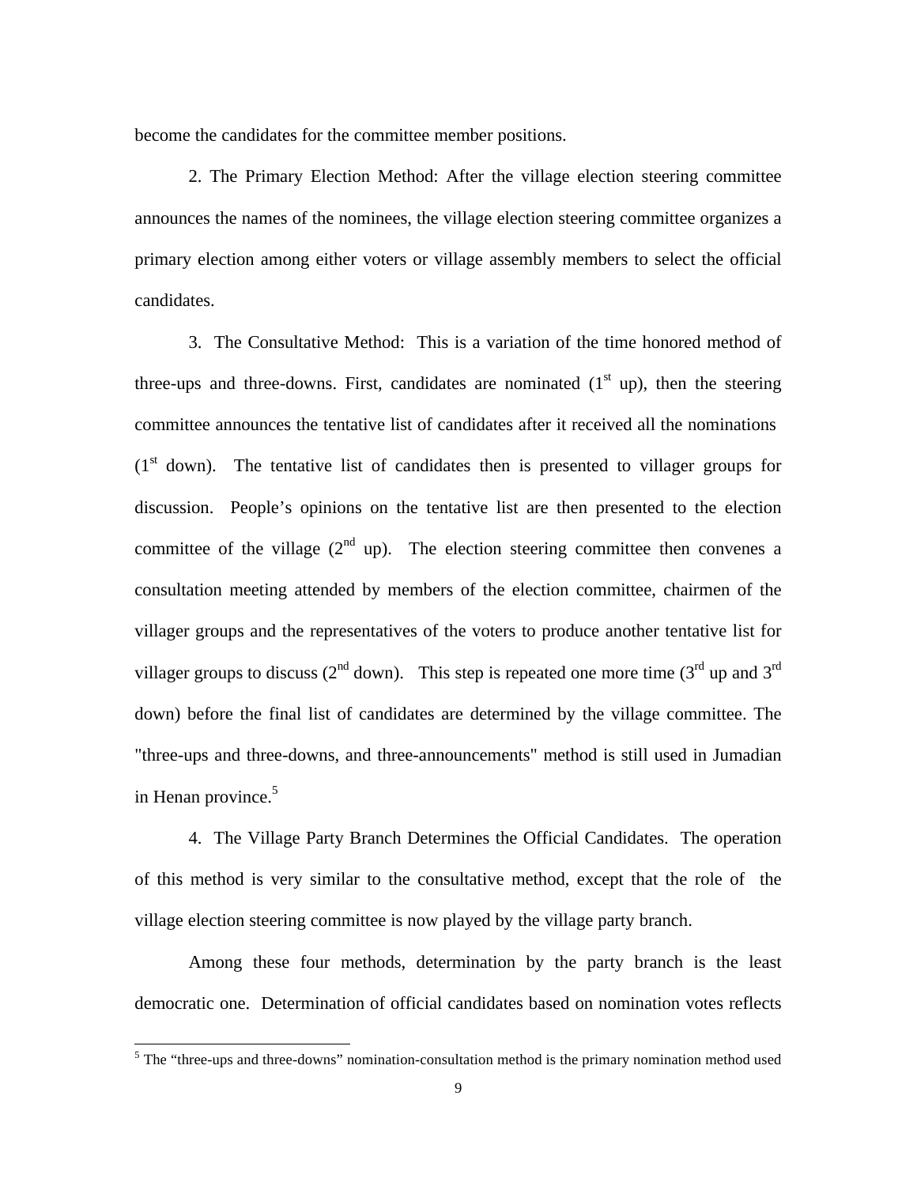become the candidates for the committee member positions.

2. The Primary Election Method: After the village election steering committee announces the names of the nominees, the village election steering committee organizes a primary election among either voters or village assembly members to select the official candidates.

3. The Consultative Method: This is a variation of the time honored method of three-ups and three-downs. First, candidates are nominated (1st up), then the steering committee announces the tentative list of candidates after it received all the nominations (1st down). The tentative list of candidates then is presented to villager groups for discussion. People's opinions on the tentative list are then presented to the election committee of the village (2nd up). The election steering committee then convenes a consultation meeting attended by members of the election committee, chairmen of the villager groups and the representatives of the voters to produce another tentative list for villager groups to discuss (2nd down). This step is repeated one more time (3rd up and 3rd down) before the final list of candidates are determined by the village committee. The "three-ups and three-downs, and three-announcements" method is still used in Jumadian in Henan province.[5]

4. The Village Party Branch Determines the Official Candidates. The operation of this method is very similar to the consultative method, except that the role of the village election steering committee is now played by the village party branch.

Among these four methods, determination by the party branch is the least democratic one. Determination of official candidates based on nomination votes reflects

[5] The "three-ups and three-downs" nomination-consultation method is the primary nomination method used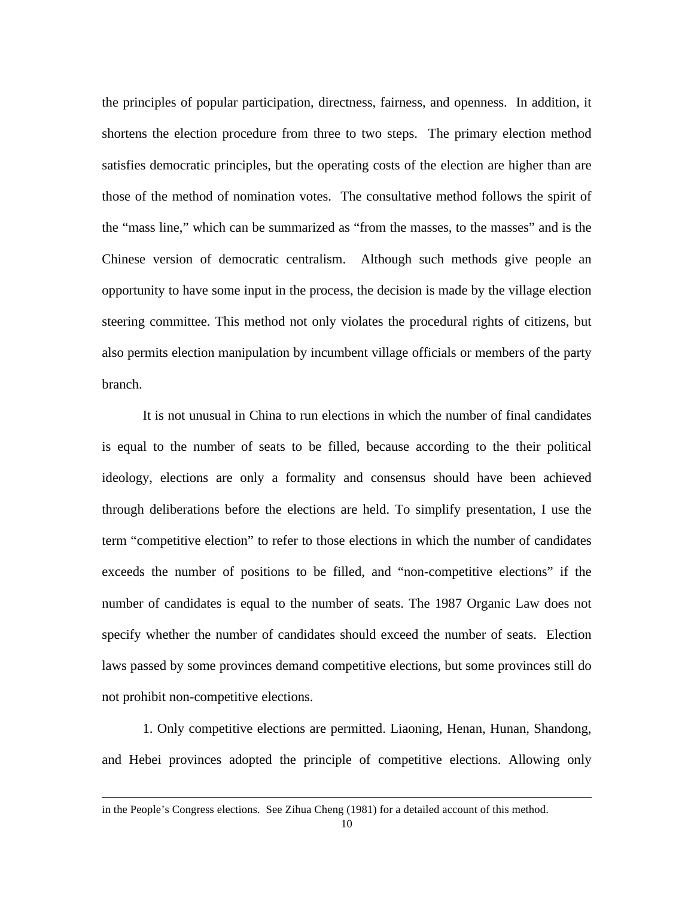the principles of popular participation, directness, fairness, and openness. In addition, it shortens the election procedure from three to two steps. The primary election method satisfies democratic principles, but the operating costs of the election are higher than are those of the method of nomination votes. The consultative method follows the spirit of the "mass line," which can be summarized as "from the masses, to the masses" and is the Chinese version of democratic centralism. Although such methods give people an opportunity to have some input in the process, the decision is made by the village election steering committee. This method not only violates the procedural rights of citizens, but also permits election manipulation by incumbent village officials or members of the party branch.

It is not unusual in China to run elections in which the number of final candidates is equal to the number of seats to be filled, because according to the their political ideology, elections are only a formality and consensus should have been achieved through deliberations before the elections are held. To simplify presentation, I use the term "competitive election" to refer to those elections in which the number of candidates exceeds the number of positions to be filled, and "non-competitive elections" if the number of candidates is equal to the number of seats. The 1987 Organic Law does not specify whether the number of candidates should exceed the number of seats. Election laws passed by some provinces demand competitive elections, but some provinces still do not prohibit non-competitive elections.

1. Only competitive elections are permitted. Liaoning, Henan, Hunan, Shandong, and Hebei provinces adopted the principle of competitive elections. Allowing only

---

in the People's Congress elections. See Zihua Cheng (1981) for a detailed account of this method.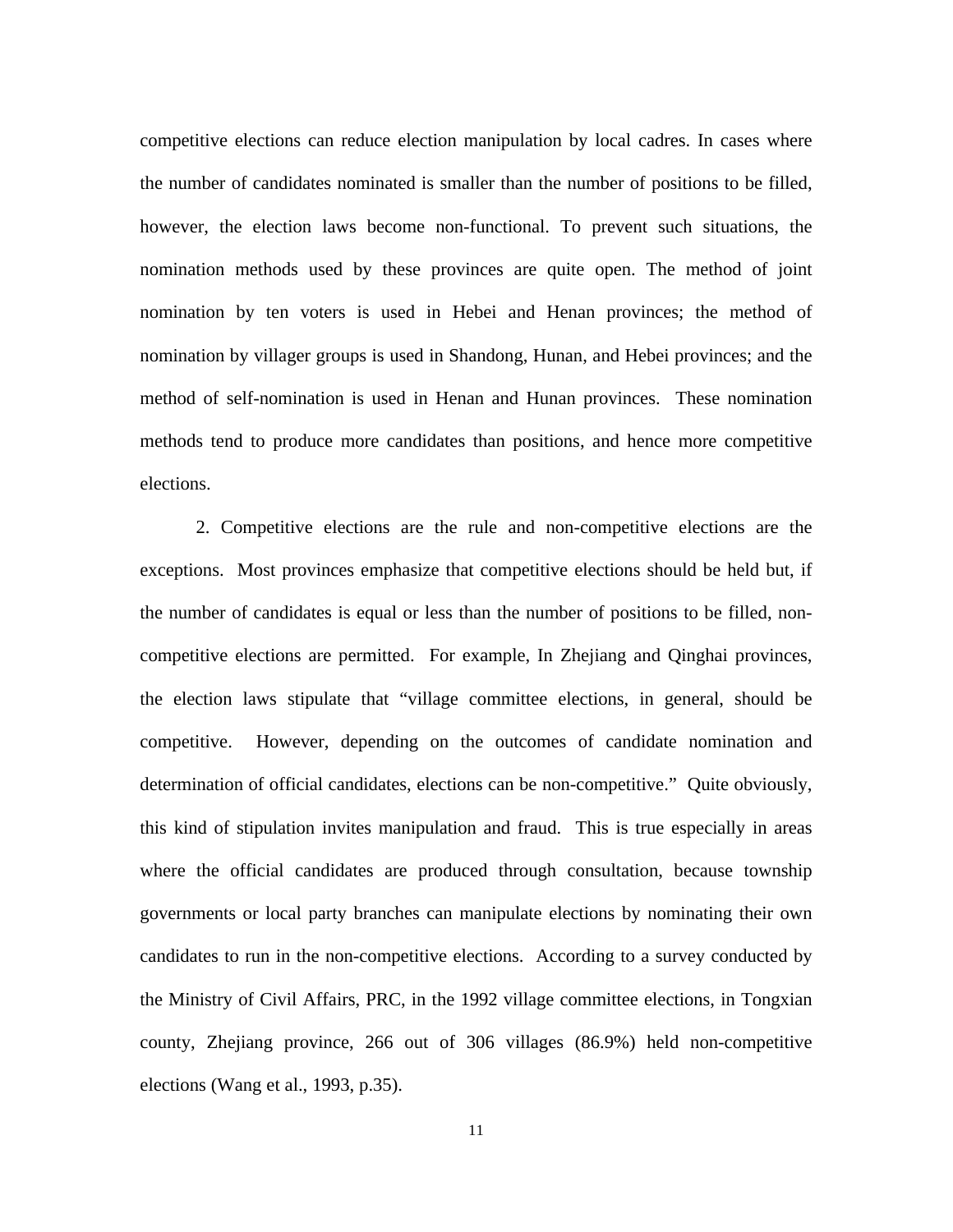competitive elections can reduce election manipulation by local cadres. In cases where the number of candidates nominated is smaller than the number of positions to be filled, however, the election laws become non-functional. To prevent such situations, the nomination methods used by these provinces are quite open. The method of joint nomination by ten voters is used in Hebei and Henan provinces; the method of nomination by villager groups is used in Shandong, Hunan, and Hebei provinces; and the method of self-nomination is used in Henan and Hunan provinces. These nomination methods tend to produce more candidates than positions, and hence more competitive elections.

2. Competitive elections are the rule and non-competitive elections are the exceptions. Most provinces emphasize that competitive elections should be held but, if the number of candidates is equal or less than the number of positions to be filled, non-competitive elections are permitted. For example, In Zhejiang and Qinghai provinces, the election laws stipulate that "village committee elections, in general, should be competitive. However, depending on the outcomes of candidate nomination and determination of official candidates, elections can be non-competitive." Quite obviously, this kind of stipulation invites manipulation and fraud. This is true especially in areas where the official candidates are produced through consultation, because township governments or local party branches can manipulate elections by nominating their own candidates to run in the non-competitive elections. According to a survey conducted by the Ministry of Civil Affairs, PRC, in the 1992 village committee elections, in Tongxian county, Zhejiang province, 266 out of 306 villages (86.9%) held non-competitive elections (Wang et al., 1993, p.35).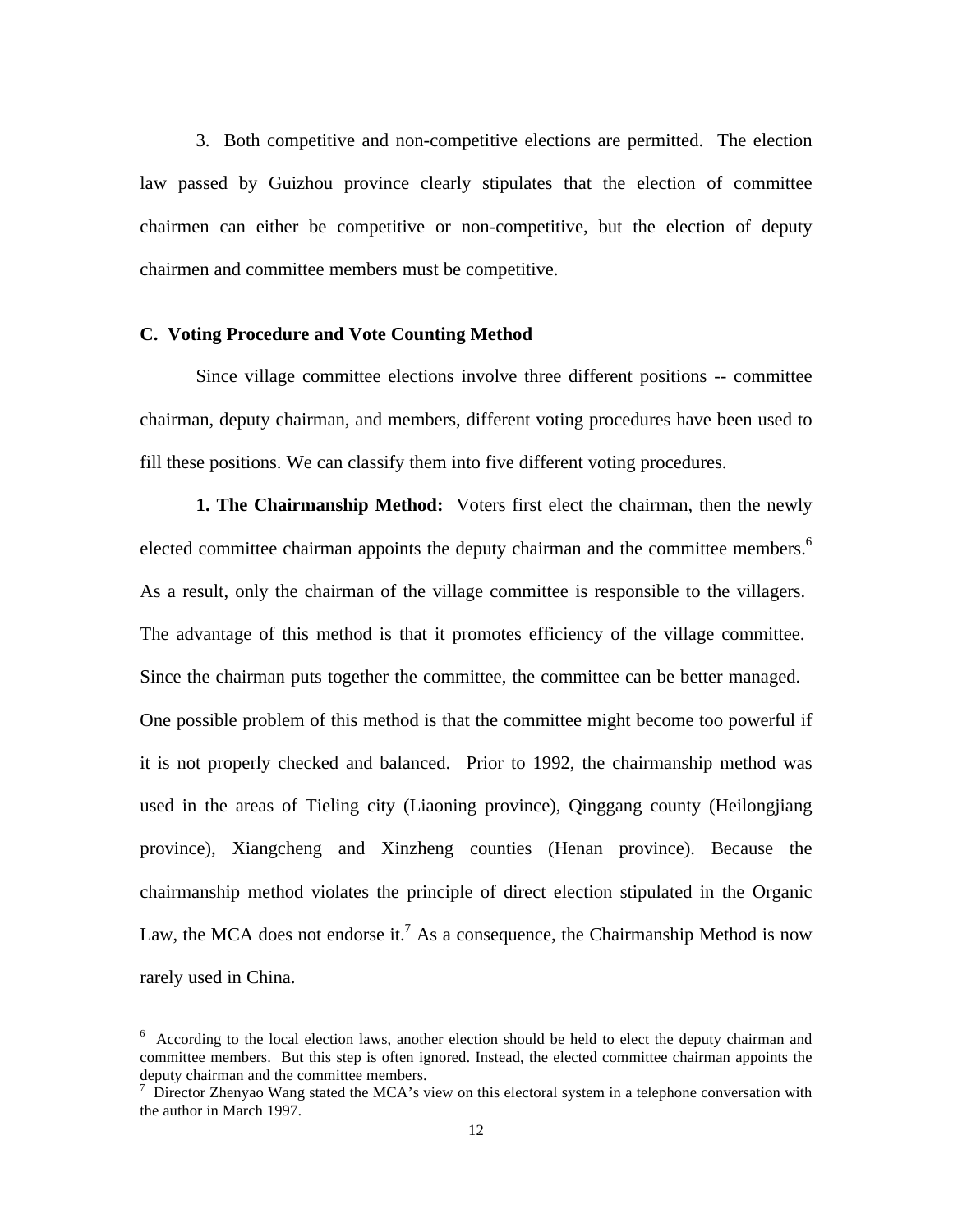3. Both competitive and non-competitive elections are permitted. The election law passed by Guizhou province clearly stipulates that the election of committee chairmen can either be competitive or non-competitive, but the election of deputy chairmen and committee members must be competitive.

### C. Voting Procedure and Vote Counting Method

Since village committee elections involve three different positions -- committee chairman, deputy chairman, and members, different voting procedures have been used to fill these positions. We can classify them into five different voting procedures.

**1. The Chairmanship Method:** Voters first elect the chairman, then the newly elected committee chairman appoints the deputy chairman and the committee members.[6] As a result, only the chairman of the village committee is responsible to the villagers. The advantage of this method is that it promotes efficiency of the village committee. Since the chairman puts together the committee, the committee can be better managed. One possible problem of this method is that the committee might become too powerful if it is not properly checked and balanced. Prior to 1992, the chairmanship method was used in the areas of Tieling city (Liaoning province), Qinggang county (Heilongjiang province), Xiangcheng and Xinzheng counties (Henan province). Because the chairmanship method violates the principle of direct election stipulated in the Organic Law, the MCA does not endorse it.[7] As a consequence, the Chairmanship Method is now rarely used in China.

---

[6] According to the local election laws, another election should be held to elect the deputy chairman and committee members. But this step is often ignored. Instead, the elected committee chairman appoints the deputy chairman and the committee members.

[7] Director Zhenyao Wang stated the MCA's view on this electoral system in a telephone conversation with the author in March 1997.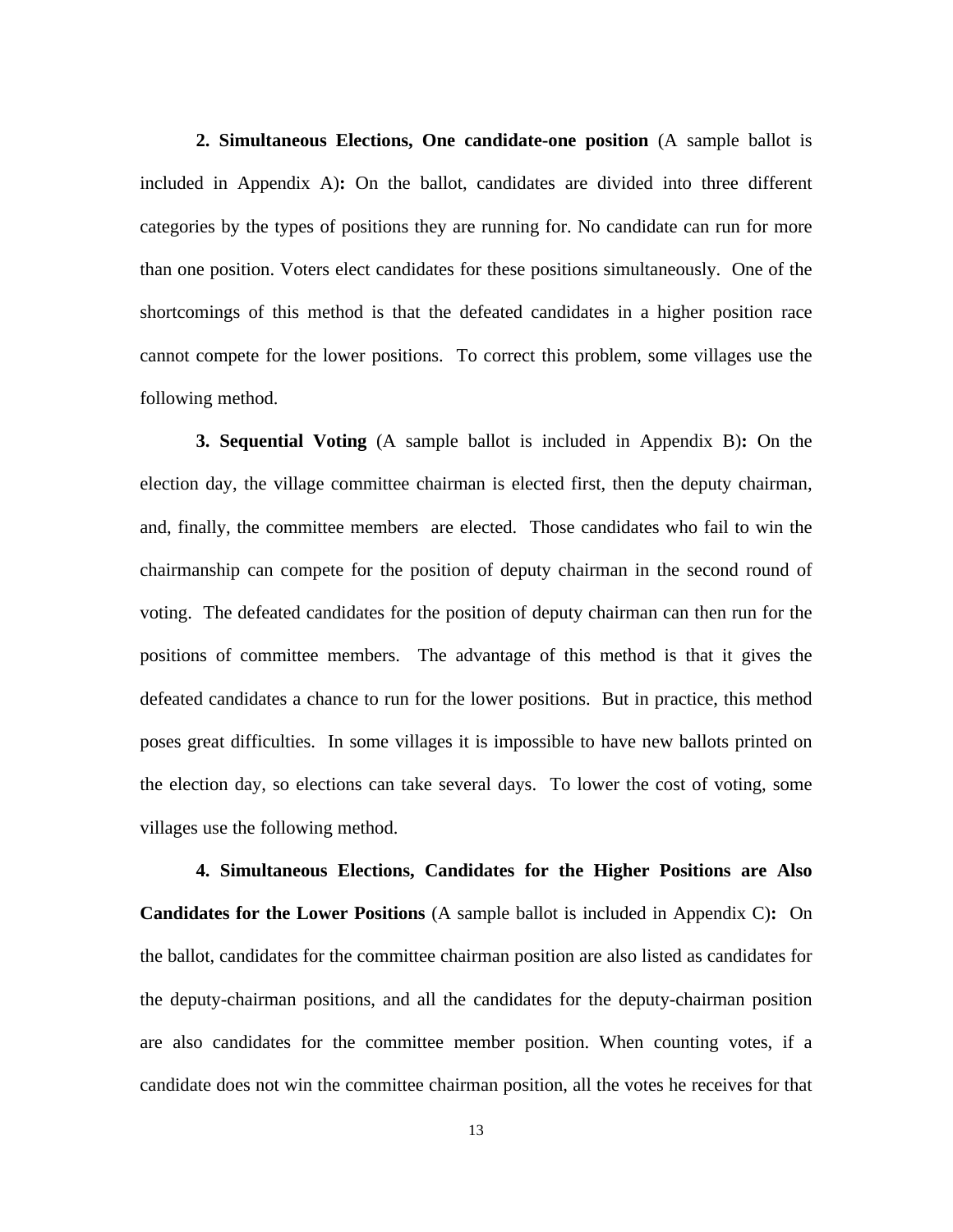**2. Simultaneous Elections, One candidate-one position** (A sample ballot is included in Appendix A)**:** On the ballot, candidates are divided into three different categories by the types of positions they are running for. No candidate can run for more than one position. Voters elect candidates for these positions simultaneously. One of the shortcomings of this method is that the defeated candidates in a higher position race cannot compete for the lower positions. To correct this problem, some villages use the following method.

**3. Sequential Voting** (A sample ballot is included in Appendix B)**:** On the election day, the village committee chairman is elected first, then the deputy chairman, and, finally, the committee members are elected. Those candidates who fail to win the chairmanship can compete for the position of deputy chairman in the second round of voting. The defeated candidates for the position of deputy chairman can then run for the positions of committee members. The advantage of this method is that it gives the defeated candidates a chance to run for the lower positions. But in practice, this method poses great difficulties. In some villages it is impossible to have new ballots printed on the election day, so elections can take several days. To lower the cost of voting, some villages use the following method.

**4. Simultaneous Elections, Candidates for the Higher Positions are Also Candidates for the Lower Positions** (A sample ballot is included in Appendix C)**:** On the ballot, candidates for the committee chairman position are also listed as candidates for the deputy-chairman positions, and all the candidates for the deputy-chairman position are also candidates for the committee member position. When counting votes, if a candidate does not win the committee chairman position, all the votes he receives for that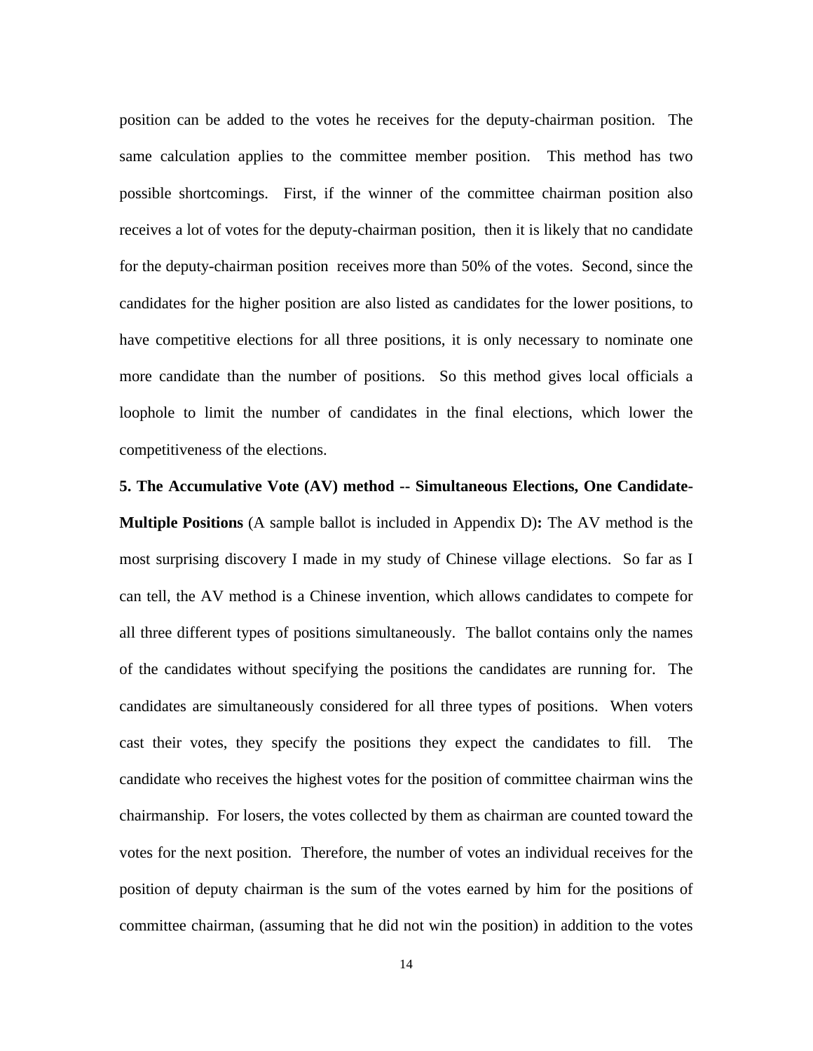position can be added to the votes he receives for the deputy-chairman position. The same calculation applies to the committee member position. This method has two possible shortcomings. First, if the winner of the committee chairman position also receives a lot of votes for the deputy-chairman position, then it is likely that no candidate for the deputy-chairman position receives more than 50% of the votes. Second, since the candidates for the higher position are also listed as candidates for the lower positions, to have competitive elections for all three positions, it is only necessary to nominate one more candidate than the number of positions. So this method gives local officials a loophole to limit the number of candidates in the final elections, which lower the competitiveness of the elections.

**5. The Accumulative Vote (AV) method -- Simultaneous Elections, One Candidate-Multiple Positions** (A sample ballot is included in Appendix D)**:** The AV method is the most surprising discovery I made in my study of Chinese village elections. So far as I can tell, the AV method is a Chinese invention, which allows candidates to compete for all three different types of positions simultaneously. The ballot contains only the names of the candidates without specifying the positions the candidates are running for. The candidates are simultaneously considered for all three types of positions. When voters cast their votes, they specify the positions they expect the candidates to fill. The candidate who receives the highest votes for the position of committee chairman wins the chairmanship. For losers, the votes collected by them as chairman are counted toward the votes for the next position. Therefore, the number of votes an individual receives for the position of deputy chairman is the sum of the votes earned by him for the positions of committee chairman, (assuming that he did not win the position) in addition to the votes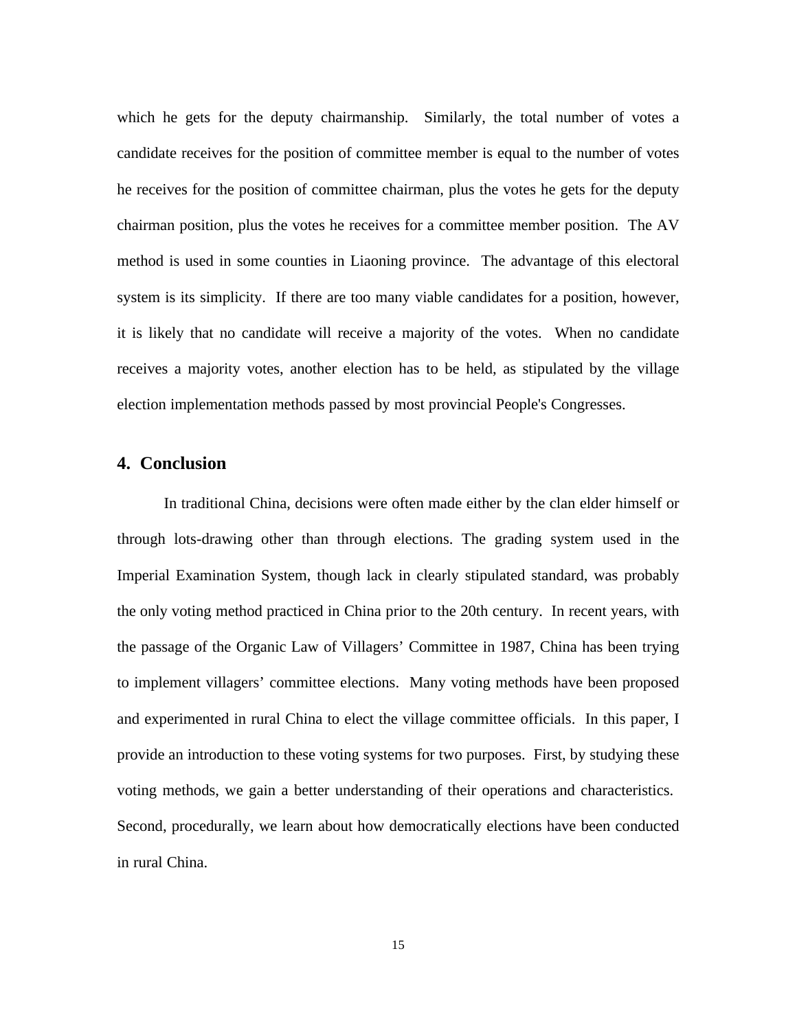which he gets for the deputy chairmanship.  Similarly, the total number of votes a candidate receives for the position of committee member is equal to the number of votes he receives for the position of committee chairman, plus the votes he gets for the deputy chairman position, plus the votes he receives for a committee member position.  The AV method is used in some counties in Liaoning province.  The advantage of this electoral system is its simplicity.  If there are too many viable candidates for a position, however, it is likely that no candidate will receive a majority of the votes.  When no candidate receives a majority votes, another election has to be held, as stipulated by the village election implementation methods passed by most provincial People's Congresses.

## 4.  Conclusion

In traditional China, decisions were often made either by the clan elder himself or through lots-drawing other than through elections. The grading system used in the Imperial Examination System, though lack in clearly stipulated standard, was probably the only voting method practiced in China prior to the 20th century.  In recent years, with the passage of the Organic Law of Villagers' Committee in 1987, China has been trying to implement villagers' committee elections.  Many voting methods have been proposed and experimented in rural China to elect the village committee officials.  In this paper, I provide an introduction to these voting systems for two purposes.  First, by studying these voting methods, we gain a better understanding of their operations and characteristics.  Second, procedurally, we learn about how democratically elections have been conducted in rural China.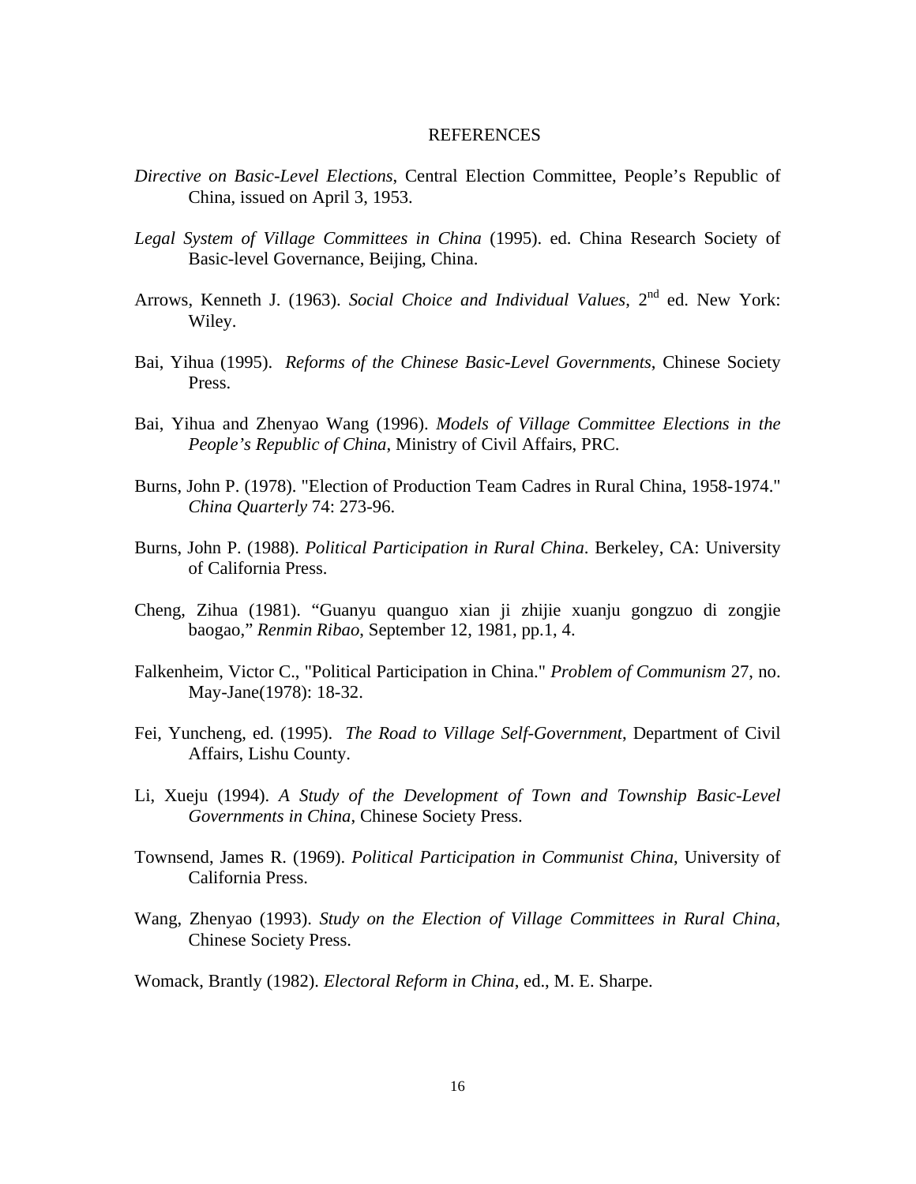# REFERENCES

*Directive on Basic-Level Elections*, Central Election Committee, People's Republic of China, issued on April 3, 1953.

*Legal System of Village Committees in China* (1995). ed. China Research Society of Basic-level Governance, Beijing, China.

Arrows, Kenneth J. (1963). *Social Choice and Individual Values*, 2nd ed. New York: Wiley.

Bai, Yihua (1995). *Reforms of the Chinese Basic-Level Governments*, Chinese Society Press.

Bai, Yihua and Zhenyao Wang (1996). *Models of Village Committee Elections in the People's Republic of China*, Ministry of Civil Affairs, PRC.

Burns, John P. (1978). "Election of Production Team Cadres in Rural China, 1958-1974." *China Quarterly* 74: 273-96.

Burns, John P. (1988). *Political Participation in Rural China*. Berkeley, CA: University of California Press.

Cheng, Zihua (1981). "Guanyu quanguo xian ji zhijie xuanju gongzuo di zongjie baogao," *Renmin Ribao*, September 12, 1981, pp.1, 4.

Falkenheim, Victor C., "Political Participation in China." *Problem of Communism* 27, no. May-Jane(1978): 18-32.

Fei, Yuncheng, ed. (1995). *The Road to Village Self-Government*, Department of Civil Affairs, Lishu County.

Li, Xueju (1994). *A Study of the Development of Town and Township Basic-Level Governments in China*, Chinese Society Press.

Townsend, James R. (1969). *Political Participation in Communist China*, University of California Press.

Wang, Zhenyao (1993). *Study on the Election of Village Committees in Rural China*, Chinese Society Press.

Womack, Brantly (1982). *Electoral Reform in China*, ed., M. E. Sharpe.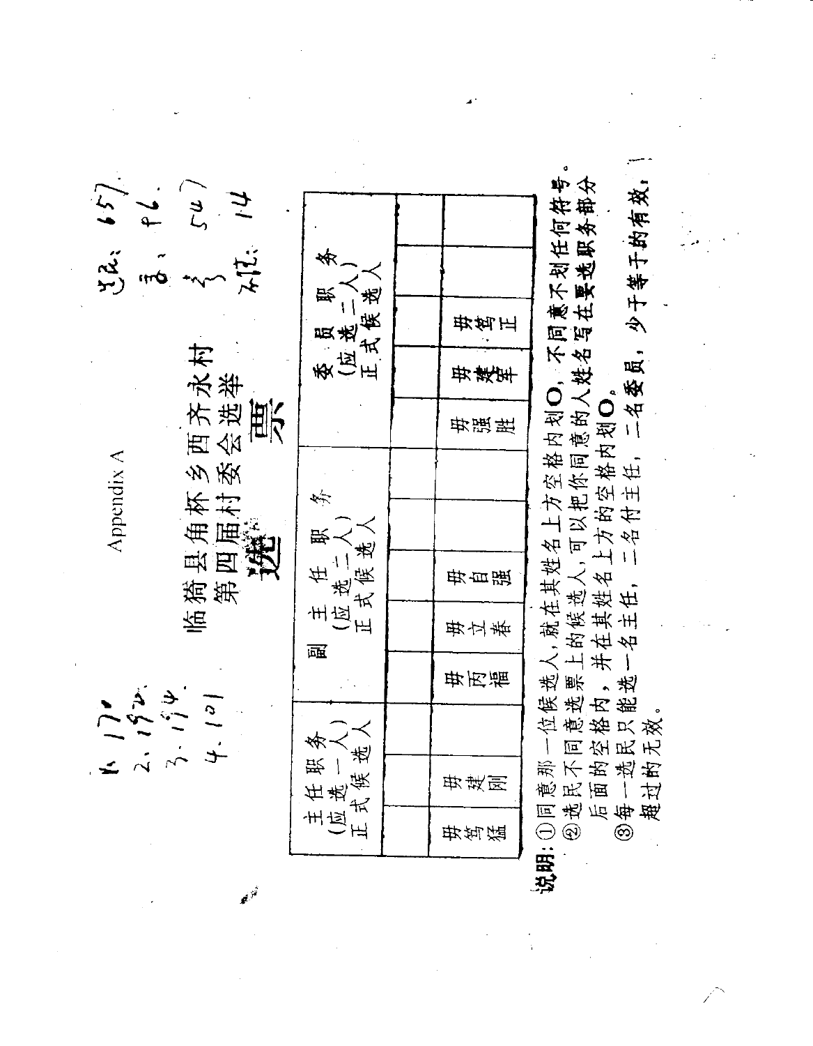Appendix A

# 临猗县角杯乡西齐永村第四届村委会选举

# 选票

1. 172
2. 152
3. 154
4. 101

主: 65
副: 96
(54)
委员: 14

| 主任职务 (应选一人) 正式候选人 | | 副主任职务 (应选二人) 正式候选人 | | | 委员职务 (应选二人) 正式候选人 | | |
|---|---|---|---|---|---|---|---|
| | | | | | | | |
| 毋笃猛 | 毋建刚 | 毋丙福 | 毋立春 | 毋自强 | 毋强胜 | 毋建军 | 毋笃正 |

**说明:** ①同意那一位候选人,就在其姓名上方空格内划O,不同意不划任何符号。

②选民不同意选票上的候选人,可以把你同意的人姓名写在要选职务部分后面的空格内,并在其姓名上方的空格内划O。

③每一选民只能选一名主任,二名付主任,二名委员,少于等于的有效,超过的无效。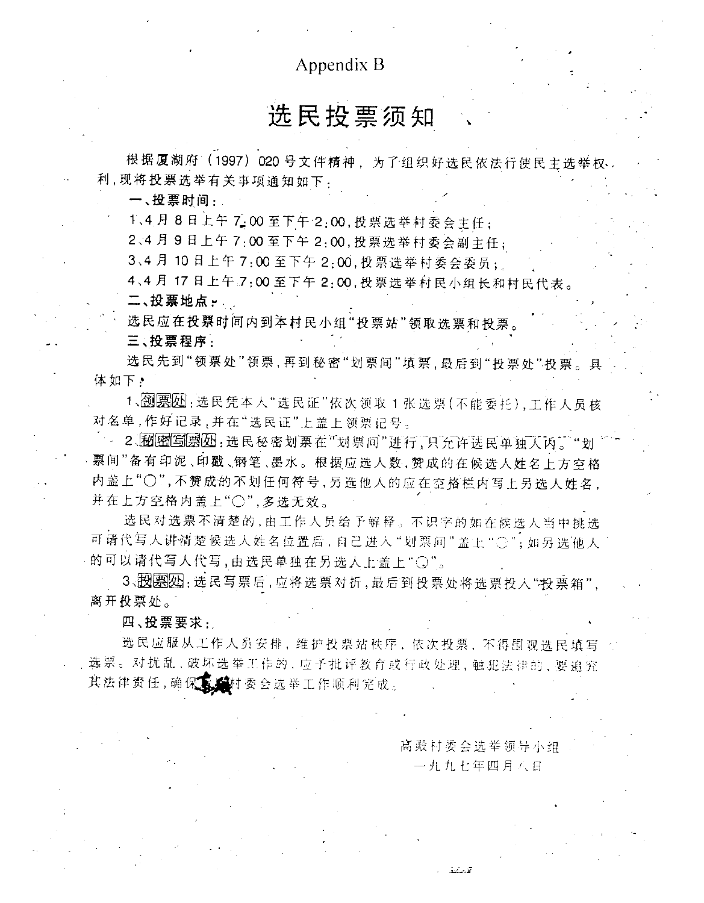# Appendix B

## 选民投票须知

根据厦湖府（1997）020号文件精神，为了组织好选民依法行使民主选举权利，现将投票选举有关事项通知如下：

**一、投票时间：**

1、4月8日上午7:00至下午2:00，投票选举村委会主任；

2、4月9日上午7:00至下午2:00，投票选举村委会副主任；

3、4月10日上午7:00至下午2:00，投票选举村委会委员；

4、4月17日上午7:00至下午2:00，投票选举村民小组长和村民代表。

**二、投票地点：**

选民应在投票时间内到本村民小组"投票站"领取选票和投票。

**三、投票程序：**

选民先到"领票处"领票，再到秘密"划票间"填票，最后到"投票处"投票。具体如下：

1、领票处：选民凭本人"选民证"依次领取1张选票（不能委托），工作人员核对名单，作好记录，并在"选民证"上盖上领票记号。

2、秘密写票处：选民秘密划票在"划票间"进行，只允许选民单独入内。"划票间"备有印泥、印戳、钢笔、墨水。根据应选人数，赞成的在候选人姓名上方空格内盖上"○"，不赞成的不划任何符号，另选他人的应在空格栏内写上另选人姓名，并在上方空格内盖上"○"，多选无效。

选民对选票不清楚的，由工作人员给予解释。不识字的如在候选人当中挑选可请代写人讲清楚候选人姓名位置后，自己进入"划票间"盖上"○"；如另选他人的可以请代写人代写，由选民单独在另选人上盖上"○"。

3、投票处：选民写票后，应将选票对折，最后到投票处将选票投入"投票箱"，离开投票处。

**四、投票要求：**

选民应服从工作人员安排，维护投票站秩序，依次投票，不得围观选民填写选票。对扰乱、破坏选举工作的，应予批评教育或行政处理，触犯法律的，要追究其法律责任，确保高殿村委会选举工作顺利完成。

高殿村委会选举领导小组

一九九七年四月八日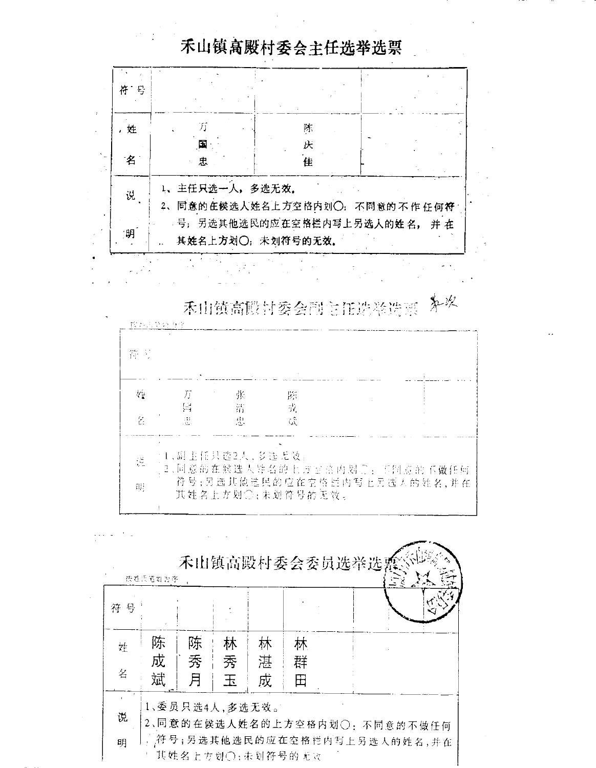# 禾山镇高殿村委会主任选举选票

| 符号 | | | |
|---|---|---|---|
| 姓名 | 万国忠 | 陈庆佳 | |
| 说明 | 1、主任只选一人，多选无效。<br>2、同意的在候选人姓名上方空格内划○；不同意的不作任何符号；另选其他选民的应在空格栏内写上另选人的姓名，并在其姓名上方划○；未划符号的无效。 | | |

# 禾山镇高殿村委会副主任选举选票 第一次

按姓氏笔划为序

| 符号 | | | | |
|---|---|---|---|---|
| 姓名 | 万国忠 | 张清忠 | 陈成斌 | |
| 说明 | 1、副主任只选2人，多选无效。<br>2、同意的在候选人姓名的上方空格内划○；不同意的不做任何符号；另选其他选民的应在空格栏内写上另选人的姓名，并在其姓名上方划○；未划符号的无效。 | | | |

# 禾山镇高殿村委会委员选举选票

按姓氏笔划为序

| 符号 | | | | | | | |
|---|---|---|---|---|---|---|---|
| 姓名 | 陈成斌 | 陈秀月 | 林秀玉 | 林湛成 | 林群田 | | |
| 说明 | 1、委员只选4人，多选无效。<br>2、同意的在候选人姓名的上方空格内划○；不同意的不做任何符号；另选其他选民的应在空格栏内写上另选人的姓名，并在其姓名上方划○；未划符号的无效 | | | | | | |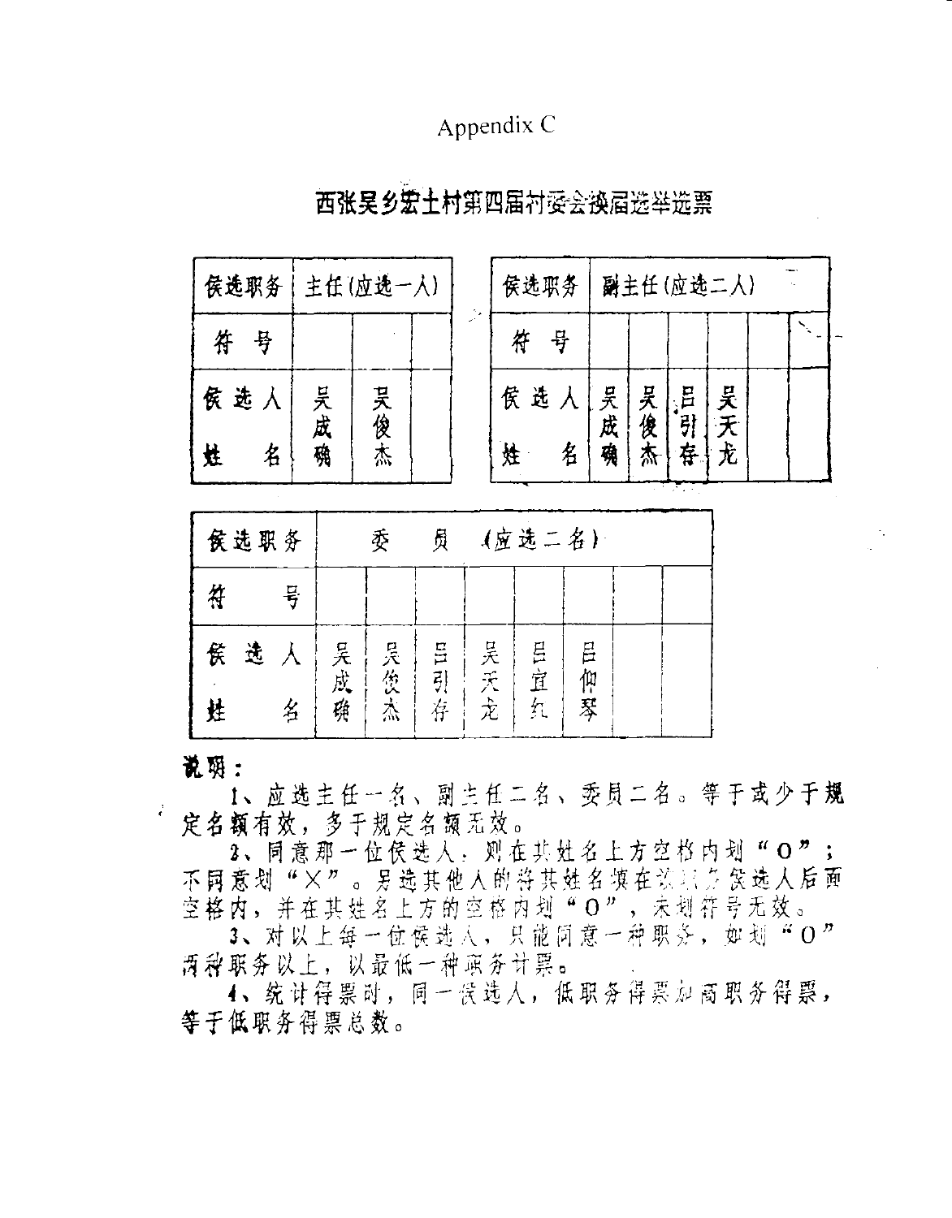# Appendix C

## 西张吴乡宏土村第四届村委会换届选举选票

| 候选职务 | 主任（应选一人） | | |
|---|---|---|---|
| 符　号 | | | |
| 候选人姓名 | 吴成确 | 吴俊杰 | |

| 候选职务 | 副主任（应选二人） | | | | | |
|---|---|---|---|---|---|---|
| 符　号 | | | | | | |
| 候选人姓名 | 吴成确 | 吴俊杰 | 吕引存 | 吴天龙 | | |

| 候选职务 | 委　员　（应选二名） | | | | | | | |
|---|---|---|---|---|---|---|---|---|
| 符　号 | | | | | | | | |
| 候选人姓名 | 吴成确 | 吴俊杰 | 吕引存 | 吴天龙 | 吕宜红 | 吕仰琴 | | |

**说明：**

1、应选主任一名、副主任二名、委员二名。等于或少于规定名额有效，多于规定名额无效。

2、同意那一位候选人，则在其姓名上方空格内划“O”；不同意划“X”。另选其他人的将其姓名填在该职务候选人后面空格内，并在其姓名上方的空格内划“O”，未划符号无效。

3、对以上每一位候选人，只能同意一种职务，如划“O”两种职务以上，以最低一种职务计票。

4、统计得票时，同一候选人，低职务得票加高职务得票，等于低职务得票总数。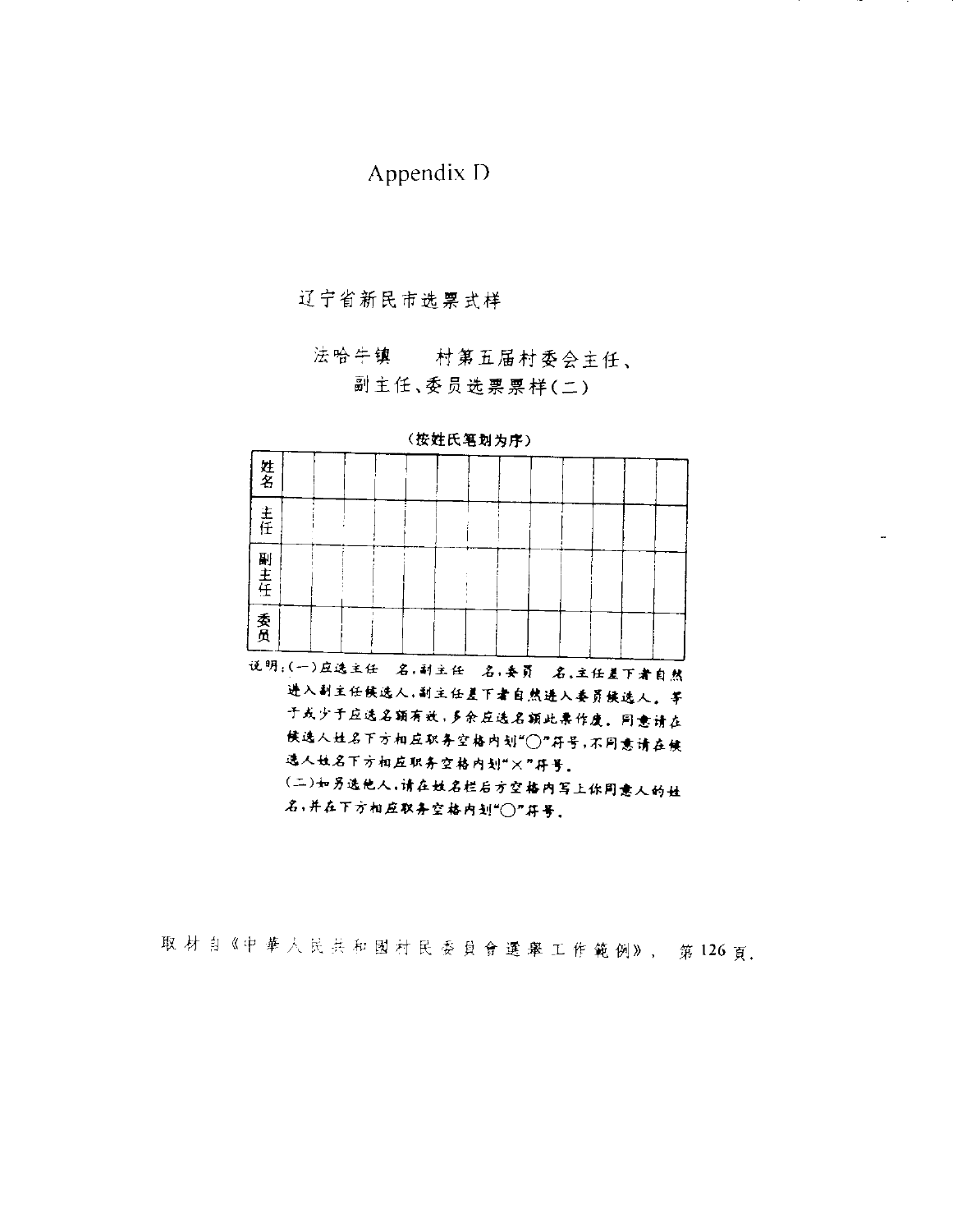# Appendix D

辽宁省新民市选票式样

法哈牛镇　　村第五届村委会主任、
副主任、委员选票票样(二)

(按姓氏笔划为序)

| | | | | | | | | | | | | | |
|---|---|---|---|---|---|---|---|---|---|---|---|---|---|
| 姓名 | | | | | | | | | | | | | |
| 主任 | | | | | | | | | | | | | |
| 副主任 | | | | | | | | | | | | | |
| 委员 | | | | | | | | | | | | | |

说明:(一)应选主任　名,副主任　名,委员　名,主任差下者自然进入副主任候选人,副主任差下者自然进入委员候选人。等于或少于应选名额有效,多余应选名额此票作废。同意请在候选人姓名下方相应职务空格内划"○"符号,不同意请在候选人姓名下方相应职务空格内划"×"符号。
(二)如另选他人,请在姓名栏后方空格内写上你同意人的姓名,并在下方相应职务空格内划"○"符号。

取材自《中華人民共和国村民委員會選舉工作範例》, 第126頁.